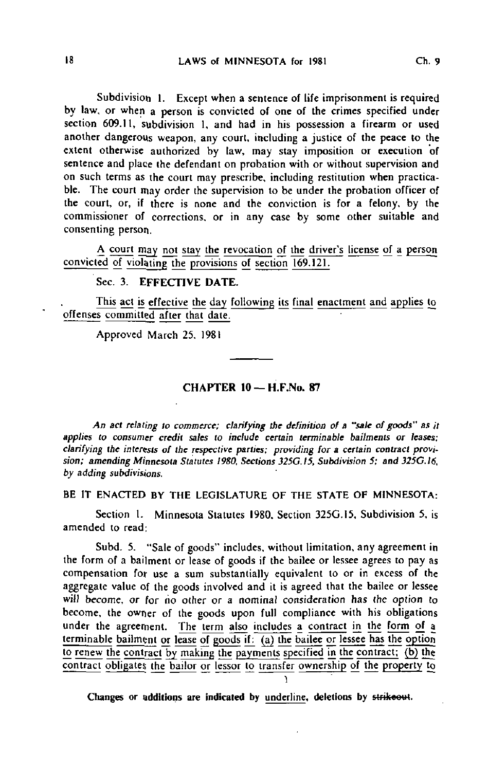Subdivision 1. Except when a sentence of life imprisonment is required by law, or when a person is convicted of one of the crimes specified under section 609.11, subdivision 1, and had in his possession a firearm or used another dangerous weapon, any court, including a justice of the peace to the extent otherwise authorized by law, may stay imposition or execution of sentence and place the defendant on probation with or without supervision and on such terms as the court may prescribe, including restitution when practicable. The court may order the supervision to be under the probation officer of the court, or, if there is none and the conviction is for a felony, by the commissioner of corrections, or in any case by some other suitable and consenting person.

<u>A court may not stay the revocation of the driver's license of a person convicted of violating the provisions of section 169.121.</u>

Sec. 3. **EFFECTIVE DATE.**

<u>This act is effective the day following its final enactment and applies to offenses committed after that date.</u>

Approved March 25, 1981

---

## CHAPTER 10 — H.F.No. 87

*An act relating to commerce; clarifying the definition of a "sale of goods" as it applies to consumer credit sales to include certain terminable bailments or leases; clarifying the interests of the respective parties; providing for a certain contract provision; amending Minnesota Statutes 1980, Sections 325G.15, Subdivision 5; and 325G.16, by adding subdivisions.*

BE IT ENACTED BY THE LEGISLATURE OF THE STATE OF MINNESOTA:

Section 1. Minnesota Statutes 1980, Section 325G.15, Subdivision 5, is amended to read:

Subd. 5. "Sale of goods" includes, without limitation, any agreement in the form of a bailment or lease of goods if the bailee or lessee agrees to pay as compensation for use a sum substantially equivalent to or in excess of the aggregate value of the goods involved and it is agreed that the bailee or lessee will become, or for no other or a nominal consideration has the option to become, the owner of the goods upon full compliance with his obligations under the agreement. <u>The term also includes a contract in the form of a terminable bailment or lease of goods if: (a) the bailee or lessee has the option to renew the contract by making the payments specified in the contract; (b) the contract obligates the bailor or lessor to transfer ownership of the property to</u>

Changes or additions are indicated by underline, deletions by ~~strikeout~~.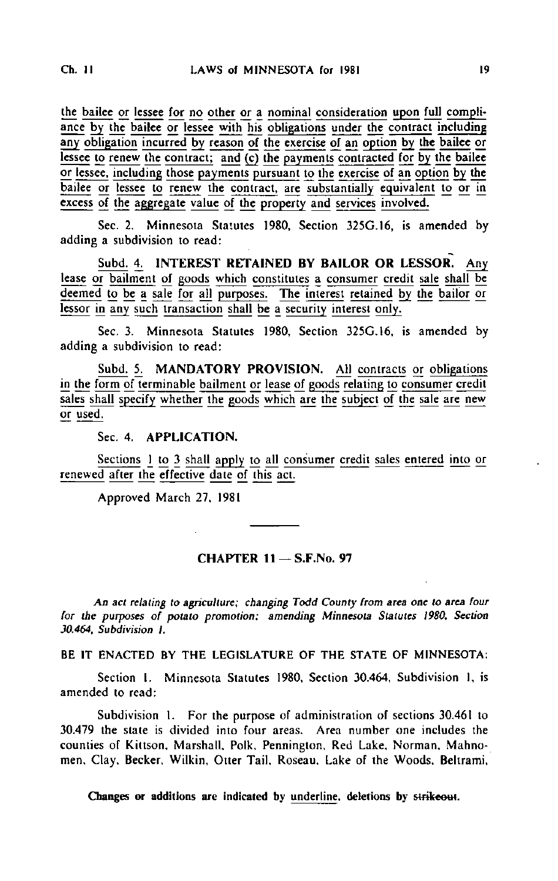the bailee or lessee for no other or a nominal consideration upon full compliance by the bailee or lessee with his obligations under the contract including any obligation incurred by reason of the exercise of an option by the bailee or lessee to renew the contract; and (c) the payments contracted for by the bailee or lessee, including those payments pursuant to the exercise of an option by the bailee or lessee to renew the contract, are substantially equivalent to or in excess of the aggregate value of the property and services involved.

Sec. 2. Minnesota Statutes 1980, Section 325G.16, is amended by adding a subdivision to read:

Subd. 4. **INTEREST RETAINED BY BAILOR OR LESSOR.** Any lease or bailment of goods which constitutes a consumer credit sale shall be deemed to be a sale for all purposes. The interest retained by the bailor or lessor in any such transaction shall be a security interest only.

Sec. 3. Minnesota Statutes 1980, Section 325G.16, is amended by adding a subdivision to read:

Subd. 5. **MANDATORY PROVISION.** All contracts or obligations in the form of terminable bailment or lease of goods relating to consumer credit sales shall specify whether the goods which are the subject of the sale are new or used.

Sec. 4. **APPLICATION.**

Sections 1 to 3 shall apply to all consumer credit sales entered into or renewed after the effective date of this act.

Approved March 27, 1981

---

## CHAPTER 11 — S.F.No. 97

*An act relating to agriculture; changing Todd County from area one to area four for the purposes of potato promotion; amending Minnesota Statutes 1980, Section 30.464, Subdivision 1.*

BE IT ENACTED BY THE LEGISLATURE OF THE STATE OF MINNESOTA:

Section 1. Minnesota Statutes 1980, Section 30.464, Subdivision 1, is amended to read:

Subdivision 1. For the purpose of administration of sections 30.461 to 30.479 the state is divided into four areas. Area number one includes the counties of Kittson, Marshall, Polk, Pennington, Red Lake, Norman, Mahnomen, Clay, Becker, Wilkin, Otter Tail, Roseau, Lake of the Woods, Beltrami,

Changes or additions are indicated by underline, deletions by ~~strikeout~~.